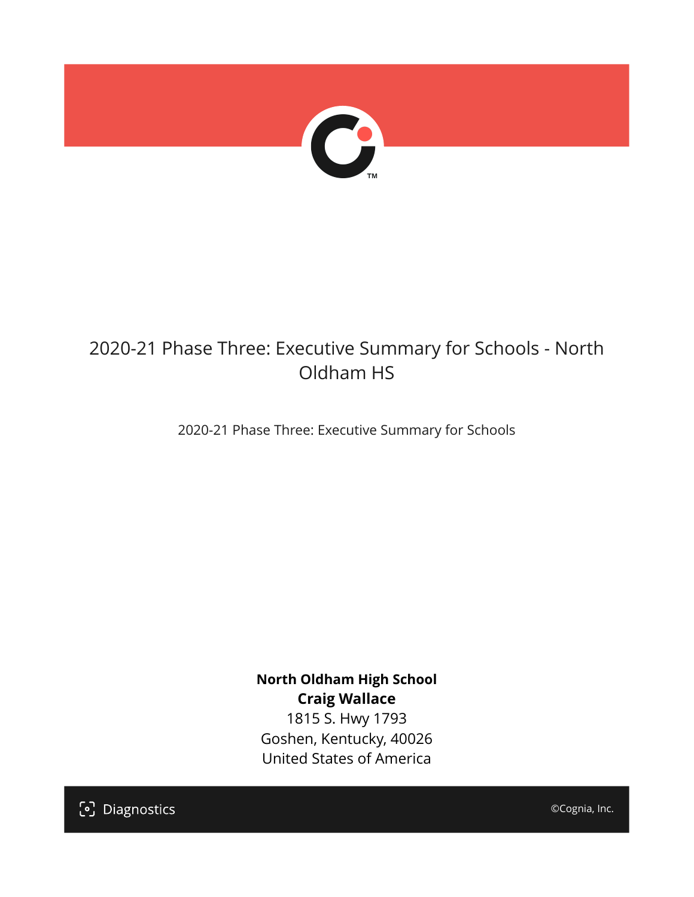# 2020-21 Phase Three: Executive Summary for Schools - North Oldham HS

2020-21 Phase Three: Executive Summary for Schools

**North Oldham High School**
**Craig Wallace**
1815 S. Hwy 1793
Goshen, Kentucky, 40026
United States of America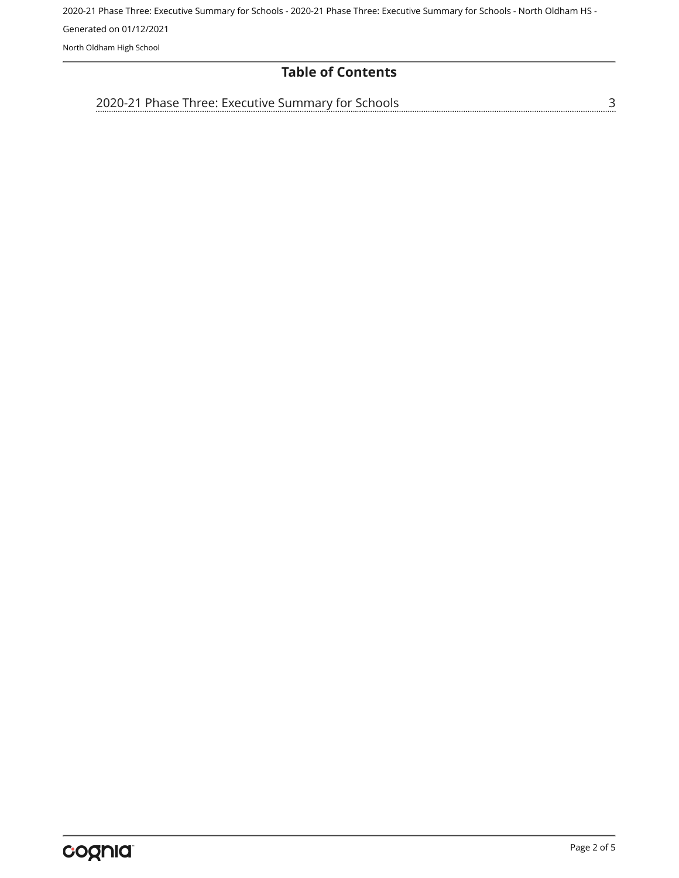# Table of Contents

2020-21 Phase Three: Executive Summary for Schools ........ 3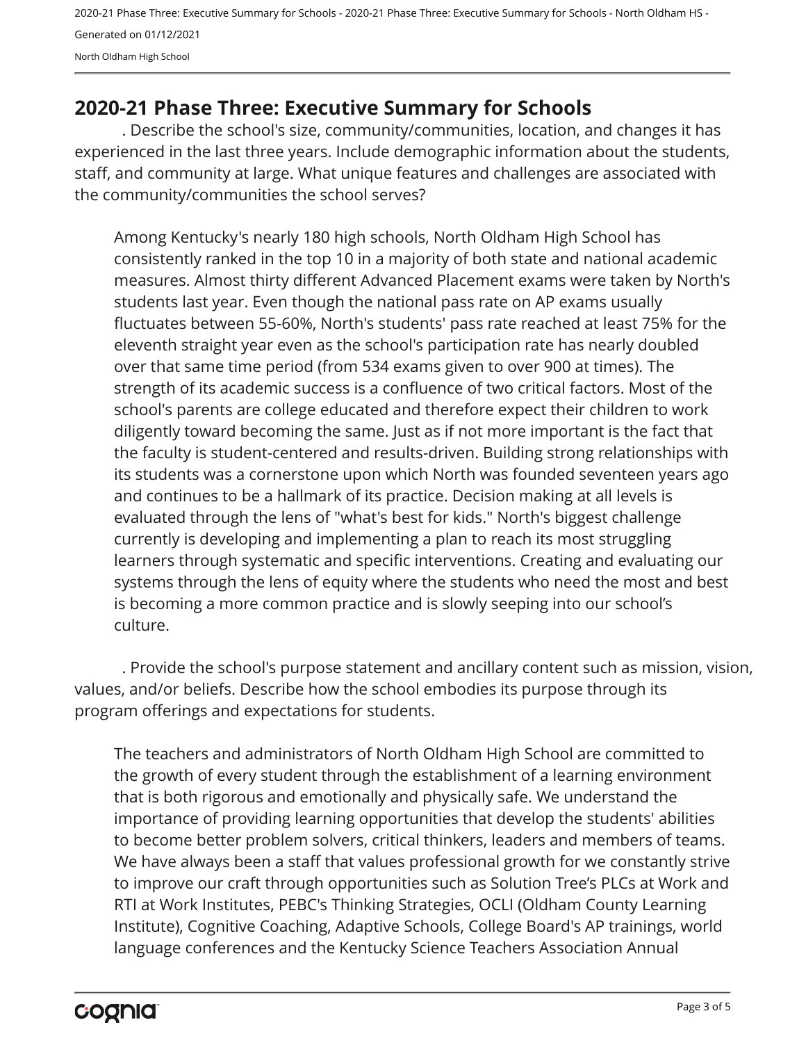## 2020-21 Phase Three: Executive Summary for Schools

. Describe the school's size, community/communities, location, and changes it has experienced in the last three years. Include demographic information about the students, staff, and community at large. What unique features and challenges are associated with the community/communities the school serves?

Among Kentucky's nearly 180 high schools, North Oldham High School has consistently ranked in the top 10 in a majority of both state and national academic measures. Almost thirty different Advanced Placement exams were taken by North's students last year. Even though the national pass rate on AP exams usually fluctuates between 55-60%, North's students' pass rate reached at least 75% for the eleventh straight year even as the school's participation rate has nearly doubled over that same time period (from 534 exams given to over 900 at times). The strength of its academic success is a confluence of two critical factors. Most of the school's parents are college educated and therefore expect their children to work diligently toward becoming the same. Just as if not more important is the fact that the faculty is student-centered and results-driven. Building strong relationships with its students was a cornerstone upon which North was founded seventeen years ago and continues to be a hallmark of its practice. Decision making at all levels is evaluated through the lens of "what's best for kids." North's biggest challenge currently is developing and implementing a plan to reach its most struggling learners through systematic and specific interventions. Creating and evaluating our systems through the lens of equity where the students who need the most and best is becoming a more common practice and is slowly seeping into our school's culture.

. Provide the school's purpose statement and ancillary content such as mission, vision, values, and/or beliefs. Describe how the school embodies its purpose through its program offerings and expectations for students.

The teachers and administrators of North Oldham High School are committed to the growth of every student through the establishment of a learning environment that is both rigorous and emotionally and physically safe. We understand the importance of providing learning opportunities that develop the students' abilities to become better problem solvers, critical thinkers, leaders and members of teams. We have always been a staff that values professional growth for we constantly strive to improve our craft through opportunities such as Solution Tree's PLCs at Work and RTI at Work Institutes, PEBC's Thinking Strategies, OCLI (Oldham County Learning Institute), Cognitive Coaching, Adaptive Schools, College Board's AP trainings, world language conferences and the Kentucky Science Teachers Association Annual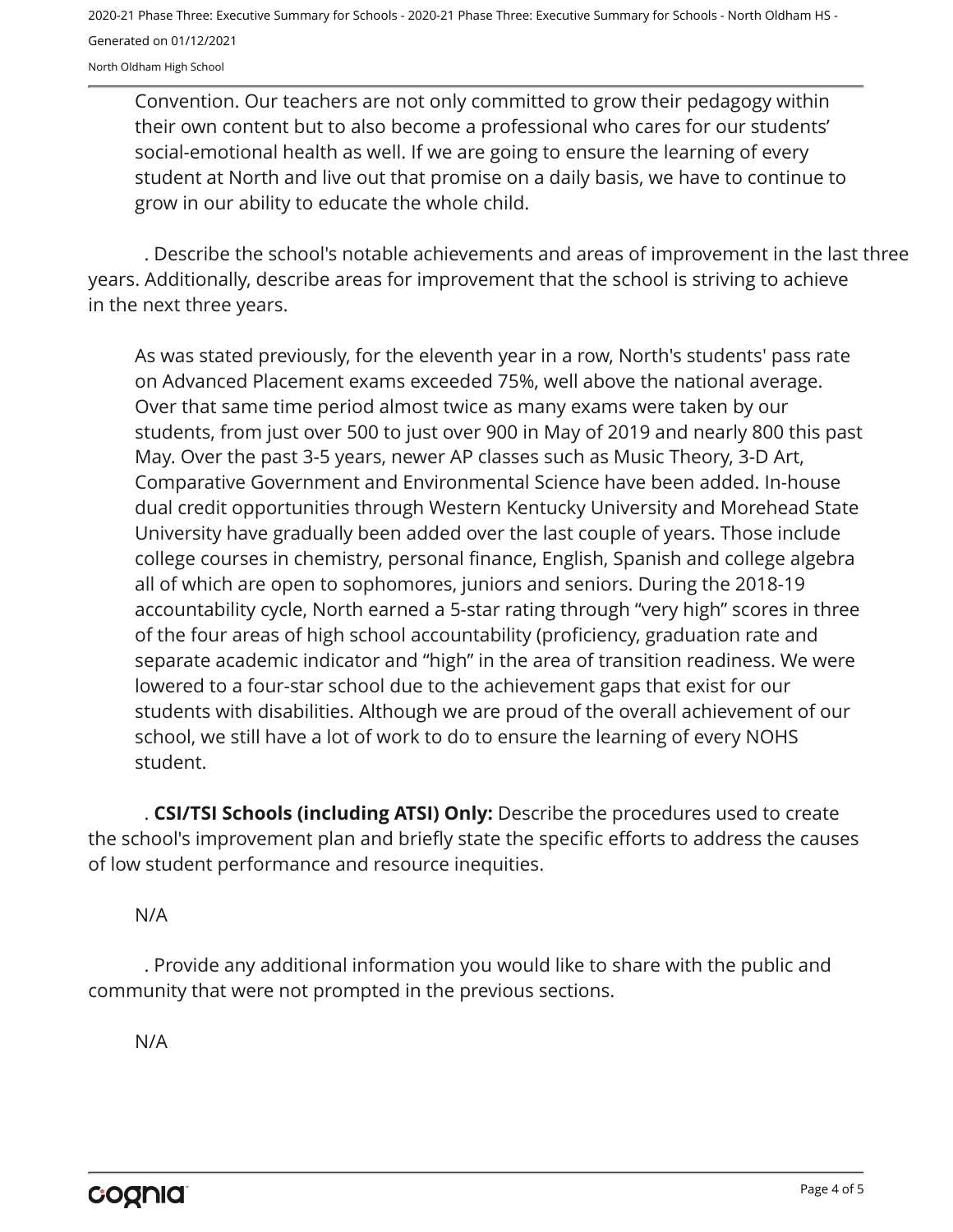Convention. Our teachers are not only committed to grow their pedagogy within their own content but to also become a professional who cares for our students' social-emotional health as well. If we are going to ensure the learning of every student at North and live out that promise on a daily basis, we have to continue to grow in our ability to educate the whole child.

. Describe the school's notable achievements and areas of improvement in the last three years. Additionally, describe areas for improvement that the school is striving to achieve in the next three years.

As was stated previously, for the eleventh year in a row, North's students' pass rate on Advanced Placement exams exceeded 75%, well above the national average. Over that same time period almost twice as many exams were taken by our students, from just over 500 to just over 900 in May of 2019 and nearly 800 this past May. Over the past 3-5 years, newer AP classes such as Music Theory, 3-D Art, Comparative Government and Environmental Science have been added. In-house dual credit opportunities through Western Kentucky University and Morehead State University have gradually been added over the last couple of years. Those include college courses in chemistry, personal finance, English, Spanish and college algebra all of which are open to sophomores, juniors and seniors. During the 2018-19 accountability cycle, North earned a 5-star rating through "very high" scores in three of the four areas of high school accountability (proficiency, graduation rate and separate academic indicator and "high" in the area of transition readiness. We were lowered to a four-star school due to the achievement gaps that exist for our students with disabilities. Although we are proud of the overall achievement of our school, we still have a lot of work to do to ensure the learning of every NOHS student.

. **CSI/TSI Schools (including ATSI) Only:** Describe the procedures used to create the school's improvement plan and briefly state the specific efforts to address the causes of low student performance and resource inequities.

N/A

. Provide any additional information you would like to share with the public and community that were not prompted in the previous sections.

N/A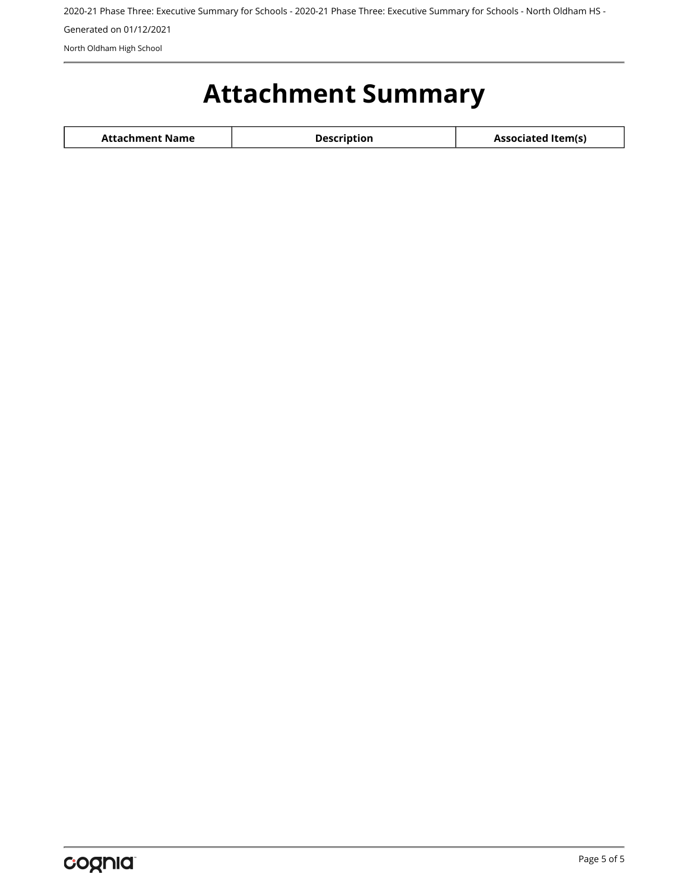# Attachment Summary

| Attachment Name | Description | Associated Item(s) |
| --- | --- | --- |